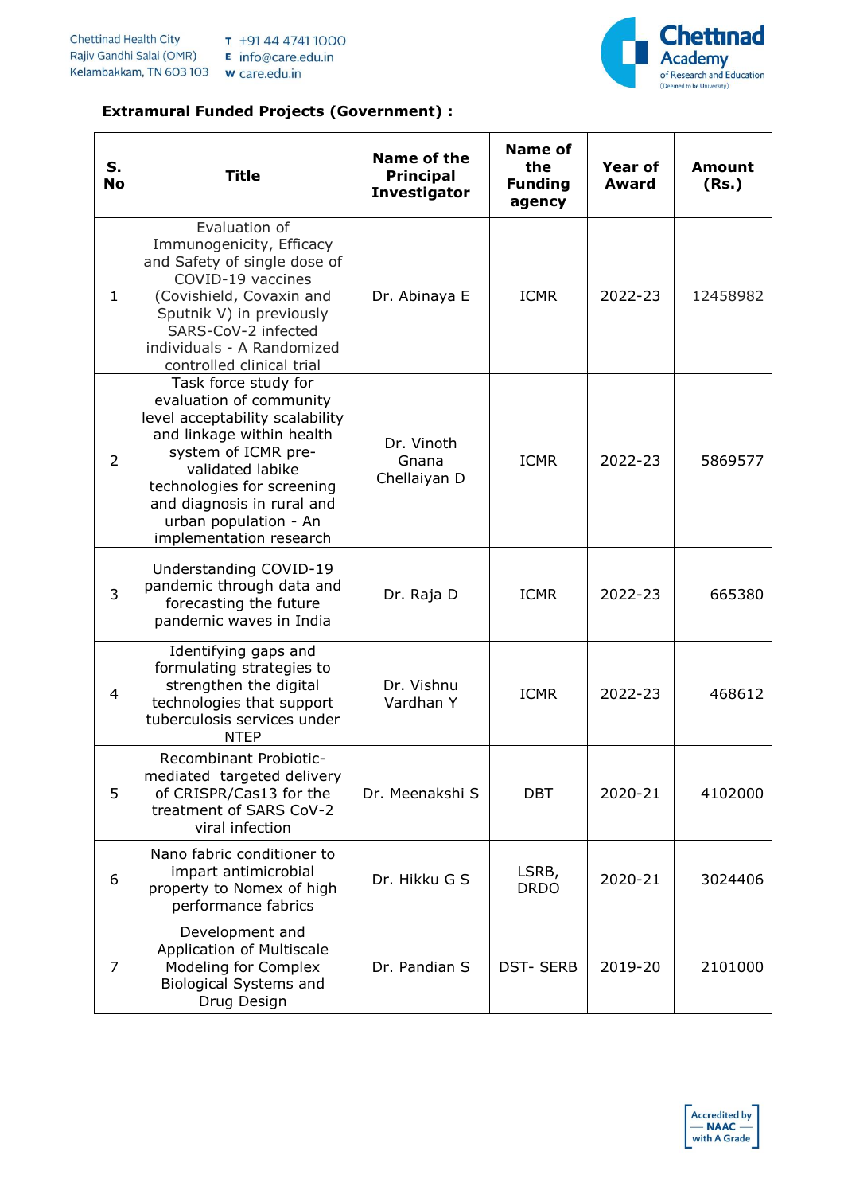**Extramural Funded Projects (Government) :**

| S. No | Title | Name of the Principal Investigator | Name of the Funding agency | Year of Award | Amount (Rs.) |
|---|---|---|---|---|---|
| 1 | Evaluation of Immunogenicity, Efficacy and Safety of single dose of COVID-19 vaccines (Covishield, Covaxin and Sputnik V) in previously SARS-CoV-2 infected individuals - A Randomized controlled clinical trial | Dr. Abinaya E | ICMR | 2022-23 | 12458982 |
| 2 | Task force study for evaluation of community level acceptability scalability and linkage within health system of ICMR pre-validated labike technologies for screening and diagnosis in rural and urban population - An implementation research | Dr. Vinoth Gnana Chellaiyan D | ICMR | 2022-23 | 5869577 |
| 3 | Understanding COVID-19 pandemic through data and forecasting the future pandemic waves in India | Dr. Raja D | ICMR | 2022-23 | 665380 |
| 4 | Identifying gaps and formulating strategies to strengthen the digital technologies that support tuberculosis services under NTEP | Dr. Vishnu Vardhan Y | ICMR | 2022-23 | 468612 |
| 5 | Recombinant Probiotic-mediated targeted delivery of CRISPR/Cas13 for the treatment of SARS CoV-2 viral infection | Dr. Meenakshi S | DBT | 2020-21 | 4102000 |
| 6 | Nano fabric conditioner to impart antimicrobial property to Nomex of high performance fabrics | Dr. Hikku G S | LSRB, DRDO | 2020-21 | 3024406 |
| 7 | Development and Application of Multiscale Modeling for Complex Biological Systems and Drug Design | Dr. Pandian S | DST- SERB | 2019-20 | 2101000 |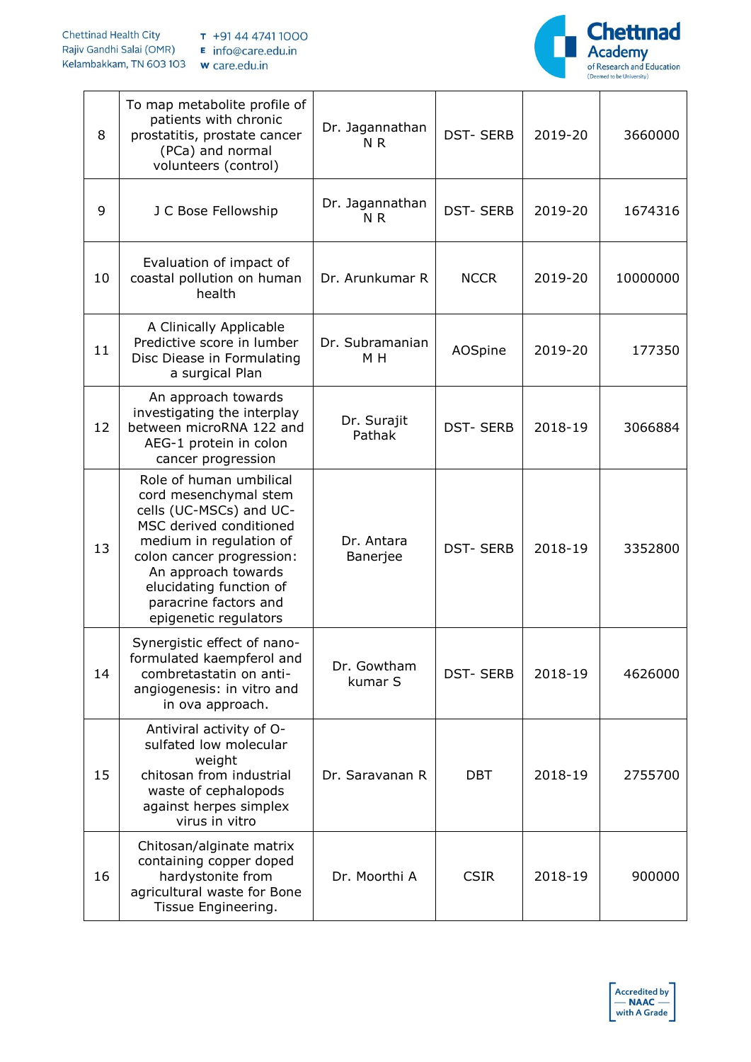| 8 | To map metabolite profile of patients with chronic prostatitis, prostate cancer (PCa) and normal volunteers (control) | Dr. Jagannathan N R | DST- SERB | 2019-20 | 3660000 |
|---|---|---|---|---|---|
| 9 | J C Bose Fellowship | Dr. Jagannathan N R | DST- SERB | 2019-20 | 1674316 |
| 10 | Evaluation of impact of coastal pollution on human health | Dr. Arunkumar R | NCCR | 2019-20 | 10000000 |
| 11 | A Clinically Applicable Predictive score in lumber Disc Disease in Formulating a surgical Plan | Dr. Subramanian M H | AOSpine | 2019-20 | 177350 |
| 12 | An approach towards investigating the interplay between microRNA 122 and AEG-1 protein in colon cancer progression | Dr. Surajit Pathak | DST- SERB | 2018-19 | 3066884 |
| 13 | Role of human umbilical cord mesenchymal stem cells (UC-MSCs) and UC-MSC derived conditioned medium in regulation of colon cancer progression: An approach towards elucidating function of paracrine factors and epigenetic regulators | Dr. Antara Banerjee | DST- SERB | 2018-19 | 3352800 |
| 14 | Synergistic effect of nano-formulated kaempferol and combretastatin on anti-angiogenesis: in vitro and in ova approach. | Dr. Gowtham kumar S | DST- SERB | 2018-19 | 4626000 |
| 15 | Antiviral activity of O-sulfated low molecular weight chitosan from industrial waste of cephalopods against herpes simplex virus in vitro | Dr. Saravanan R | DBT | 2018-19 | 2755700 |
| 16 | Chitosan/alginate matrix containing copper doped hardystonite from agricultural waste for Bone Tissue Engineering. | Dr. Moorthi A | CSIR | 2018-19 | 900000 |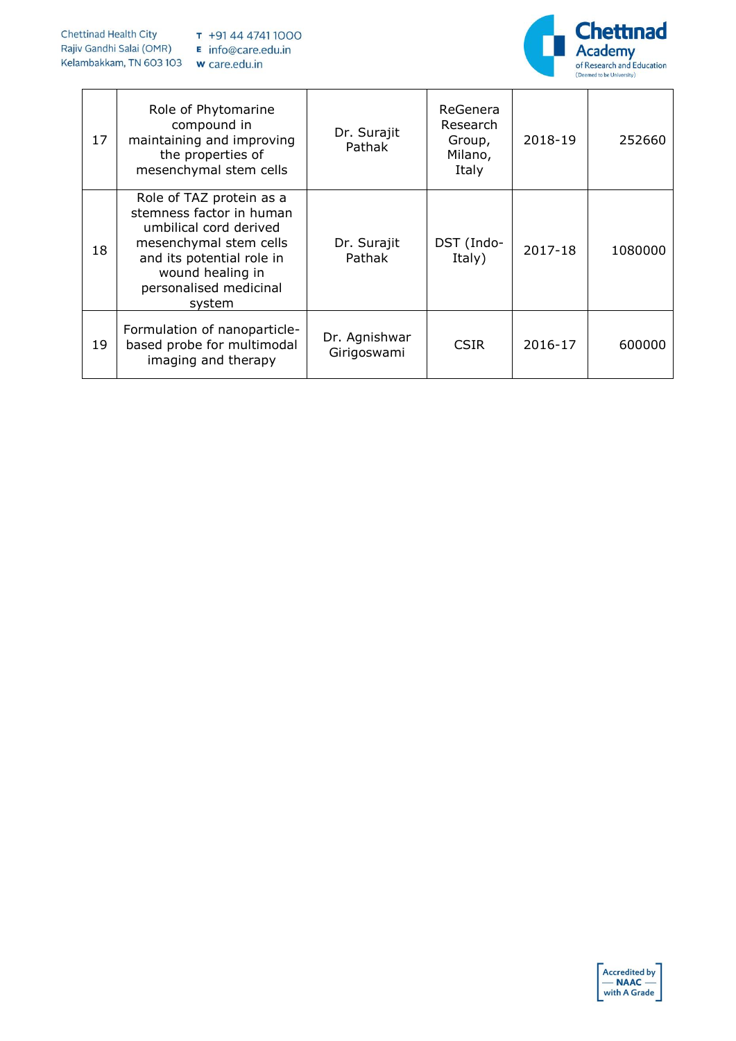| | | | | | |
|---|---|---|---|---|---|
| 17 | Role of Phytomarine compound in maintaining and improving the properties of mesenchymal stem cells | Dr. Surajit Pathak | ReGenera Research Group, Milano, Italy | 2018-19 | 252660 |
| 18 | Role of TAZ protein as a stemness factor in human umbilical cord derived mesenchymal stem cells and its potential role in wound healing in personalised medicinal system | Dr. Surajit Pathak | DST (Indo-Italy) | 2017-18 | 1080000 |
| 19 | Formulation of nanoparticle-based probe for multimodal imaging and therapy | Dr. Agnishwar Girigoswami | CSIR | 2016-17 | 600000 |